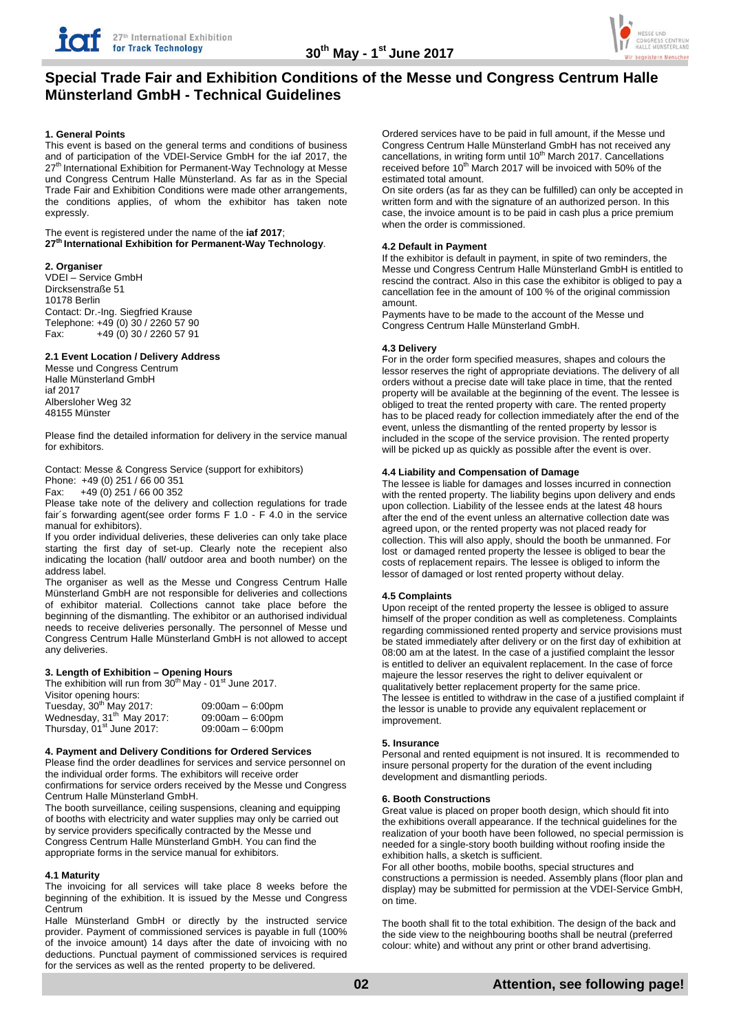# Special Trade Fair and Exhibition Conditions of the Messe und Congress Centrum Halle Münsterland GmbH - Technical Guidelines

### 1. General Points

This event is based on the general terms and conditions of business and of participation of the VDEI-Service GmbH for the iaf 2017, the 27th International Exhibition for Permanent-Way Technology at Messe und Congress Centrum Halle Münsterland. As far as in the Special Trade Fair and Exhibition Conditions were made other arrangements, the conditions applies, of whom the exhibitor has taken note expressly.

The event is registered under the name of the **iaf 2017**; **27th International Exhibition for Permanent-Way Technology**.

### 2. Organiser

VDEI – Service GmbH
Dircksenstraße 51
10178 Berlin
Contact: Dr.-Ing. Siegfried Krause
Telephone: +49 (0) 30 / 2260 57 90
Fax: +49 (0) 30 / 2260 57 91

### 2.1 Event Location / Delivery Address

Messe und Congress Centrum
Halle Münsterland GmbH
iaf 2017
Albersloher Weg 32
48155 Münster

Please find the detailed information for delivery in the service manual for exhibitors.

Contact: Messe & Congress Service (support for exhibitors)
Phone: +49 (0) 251 / 66 00 351
Fax: +49 (0) 251 / 66 00 352

Please take note of the delivery and collection regulations for trade fair´s forwarding agent(see order forms F 1.0 - F 4.0 in the service manual for exhibitors).

If you order individual deliveries, these deliveries can only take place starting the first day of set-up. Clearly note the recepient also indicating the location (hall/ outdoor area and booth number) on the address label.

The organiser as well as the Messe und Congress Centrum Halle Münsterland GmbH are not responsible for deliveries and collections of exhibitor material. Collections cannot take place before the beginning of the dismantling. The exhibitor or an authorised individual needs to receive deliveries personally. The personnel of Messe und Congress Centrum Halle Münsterland GmbH is not allowed to accept any deliveries.

### 3. Length of Exhibition – Opening Hours

The exhibition will run from 30th May - 01st June 2017.

Visitor opening hours:

| | |
|---|---|
| Tuesday, 30th May 2017: | 09:00am – 6:00pm |
| Wednesday, 31th May 2017: | 09:00am – 6:00pm |
| Thursday, 01st June 2017: | 09:00am – 6:00pm |

### 4. Payment and Delivery Conditions for Ordered Services

Please find the order deadlines for services and service personnel on the individual order forms. The exhibitors will receive order confirmations for service orders received by the Messe und Congress Centrum Halle Münsterland GmbH.

The booth surveillance, ceiling suspensions, cleaning and equipping of booths with electricity and water supplies may only be carried out by service providers specifically contracted by the Messe und Congress Centrum Halle Münsterland GmbH. You can find the appropriate forms in the service manual for exhibitors.

### 4.1 Maturity

The invoicing for all services will take place 8 weeks before the beginning of the exhibition. It is issued by the Messe und Congress Centrum Halle Münsterland GmbH or directly by the instructed service provider. Payment of commissioned services is payable in full (100% of the invoice amount) 14 days after the date of invoicing with no deductions. Punctual payment of commissioned services is required for the services as well as the rented property to be delivered.

Ordered services have to be paid in full amount, if the Messe und Congress Centrum Halle Münsterland GmbH has not received any cancellations, in writing form until 10th March 2017. Cancellations received before 10th March 2017 will be invoiced with 50% of the estimated total amount.

On site orders (as far as they can be fulfilled) can only be accepted in written form and with the signature of an authorized person. In this case, the invoice amount is to be paid in cash plus a price premium when the order is commissioned.

### 4.2 Default in Payment

If the exhibitor is default in payment, in spite of two reminders, the Messe und Congress Centrum Halle Münsterland GmbH is entitled to rescind the contract. Also in this case the exhibitor is obliged to pay a cancellation fee in the amount of 100 % of the original commission amount.

Payments have to be made to the account of the Messe und Congress Centrum Halle Münsterland GmbH.

### 4.3 Delivery

For in the order form specified measures, shapes and colours the lessor reserves the right of appropriate deviations. The delivery of all orders without a precise date will take place in time, that the rented property will be available at the beginning of the event. The lessee is obliged to treat the rented property with care. The rented property has to be placed ready for collection immediately after the end of the event, unless the dismantling of the rented property by lessor is included in the scope of the service provision. The rented property will be picked up as quickly as possible after the event is over.

### 4.4 Liability and Compensation of Damage

The lessee is liable for damages and losses incurred in connection with the rented property. The liability begins upon delivery and ends upon collection. Liability of the lessee ends at the latest 48 hours after the end of the event unless an alternative collection date was agreed upon, or the rented property was not placed ready for collection. This will also apply, should the booth be unmanned. For lost or damaged rented property the lessee is obliged to bear the costs of replacement repairs. The lessee is obliged to inform the lessor of damaged or lost rented property without delay.

### 4.5 Complaints

Upon receipt of the rented property the lessee is obliged to assure himself of the proper condition as well as completeness. Complaints regarding commissioned rented property and service provisions must be stated immediately after delivery or on the first day of exhibition at 08:00 am at the latest. In the case of a justified complaint the lessor is entitled to deliver an equivalent replacement. In the case of force majeure the lessor reserves the right to deliver equivalent or qualitatively better replacement property for the same price.

The lessee is entitled to withdraw in the case of a justified complaint if the lessor is unable to provide any equivalent replacement or improvement.

### 5. Insurance

Personal and rented equipment is not insured. It is recommended to insure personal property for the duration of the event including development and dismantling periods.

### 6. Booth Constructions

Great value is placed on proper booth design, which should fit into the exhibitions overall appearance. If the technical guidelines for the realization of your booth have been followed, no special permission is needed for a single-story booth building without roofing inside the exhibition halls, a sketch is sufficient.

For all other booths, mobile booths, special structures and constructions a permission is needed. Assembly plans (floor plan and display) may be submitted for permission at the VDEI-Service GmbH, on time.

The booth shall fit to the total exhibition. The design of the back and the side view to the neighbouring booths shall be neutral (preferred colour: white) and without any print or other brand advertising.

**Attention, see following page!**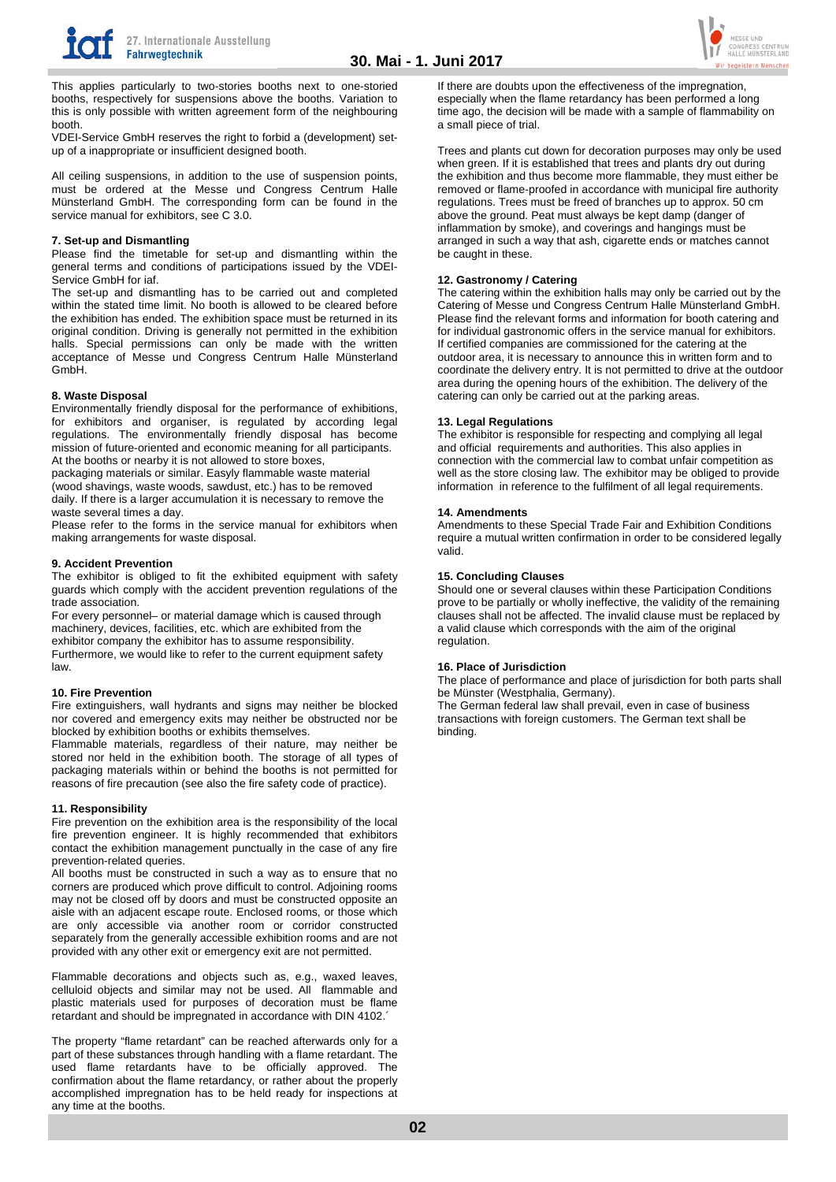This applies particularly to two-stories booths next to one-storied booths, respectively for suspensions above the booths. Variation to this is only possible with written agreement form of the neighbouring booth.

VDEI-Service GmbH reserves the right to forbid a (development) set-up of a inappropriate or insufficient designed booth.

All ceiling suspensions, in addition to the use of suspension points, must be ordered at the Messe und Congress Centrum Halle Münsterland GmbH. The corresponding form can be found in the service manual for exhibitors, see C 3.0.

**7. Set-up and Dismantling**

Please find the timetable for set-up and dismantling within the general terms and conditions of participations issued by the VDEI-Service GmbH for iaf.

The set-up and dismantling has to be carried out and completed within the stated time limit. No booth is allowed to be cleared before the exhibition has ended. The exhibition space must be returned in its original condition. Driving is generally not permitted in the exhibition halls. Special permissions can only be made with the written acceptance of Messe und Congress Centrum Halle Münsterland GmbH.

**8. Waste Disposal**

Environmentally friendly disposal for the performance of exhibitions, for exhibitors and organiser, is regulated by according legal regulations. The environmentally friendly disposal has become mission of future-oriented and economic meaning for all participants. At the booths or nearby it is not allowed to store boxes, packaging materials or similar. Easyly flammable waste material (wood shavings, waste woods, sawdust, etc.) has to be removed daily. If there is a larger accumulation it is necessary to remove the waste several times a day.

Please refer to the forms in the service manual for exhibitors when making arrangements for waste disposal.

**9. Accident Prevention**

The exhibitor is obliged to fit the exhibited equipment with safety guards which comply with the accident prevention regulations of the trade association.

For every personnel– or material damage which is caused through machinery, devices, facilities, etc. which are exhibited from the exhibitor company the exhibitor has to assume responsibility.

Furthermore, we would like to refer to the current equipment safety law.

**10. Fire Prevention**

Fire extinguishers, wall hydrants and signs may neither be blocked nor covered and emergency exits may neither be obstructed nor be blocked by exhibition booths or exhibits themselves.

Flammable materials, regardless of their nature, may neither be stored nor held in the exhibition booth. The storage of all types of packaging materials within or behind the booths is not permitted for reasons of fire precaution (see also the fire safety code of practice).

**11. Responsibility**

Fire prevention on the exhibition area is the responsibility of the local fire prevention engineer. It is highly recommended that exhibitors contact the exhibition management punctually in the case of any fire prevention-related queries.

All booths must be constructed in such a way as to ensure that no corners are produced which prove difficult to control. Adjoining rooms may not be closed off by doors and must be constructed opposite an aisle with an adjacent escape route. Enclosed rooms, or those which are only accessible via another room or corridor constructed separately from the generally accessible exhibition rooms and are not provided with any other exit or emergency exit are not permitted.

Flammable decorations and objects such as, e.g., waxed leaves, celluloid objects and similar may not be used. All flammable and plastic materials used for purposes of decoration must be flame retardant and should be impregnated in accordance with DIN 4102.´

The property "flame retardant" can be reached afterwards only for a part of these substances through handling with a flame retardant. The used flame retardants have to be officially approved. The confirmation about the flame retardancy, or rather about the properly accomplished impregnation has to be held ready for inspections at any time at the booths.

If there are doubts upon the effectiveness of the impregnation, especially when the flame retardancy has been performed a long time ago, the decision will be made with a sample of flammability on a small piece of trial.

Trees and plants cut down for decoration purposes may only be used when green. If it is established that trees and plants dry out during the exhibition and thus become more flammable, they must either be removed or flame-proofed in accordance with municipal fire authority regulations. Trees must be freed of branches up to approx. 50 cm above the ground. Peat must always be kept damp (danger of inflammation by smoke), and coverings and hangings must be arranged in such a way that ash, cigarette ends or matches cannot be caught in these.

**12. Gastronomy / Catering**

The catering within the exhibition halls may only be carried out by the Catering of Messe und Congress Centrum Halle Münsterland GmbH. Please find the relevant forms and information for booth catering and for individual gastronomic offers in the service manual for exhibitors. If certified companies are commissioned for the catering at the outdoor area, it is necessary to announce this in written form and to coordinate the delivery entry. It is not permitted to drive at the outdoor area during the opening hours of the exhibition. The delivery of the catering can only be carried out at the parking areas.

**13. Legal Regulations**

The exhibitor is responsible for respecting and complying all legal and official requirements and authorities. This also applies in connection with the commercial law to combat unfair competition as well as the store closing law. The exhibitor may be obliged to provide information in reference to the fulfilment of all legal requirements.

**14. Amendments**

Amendments to these Special Trade Fair and Exhibition Conditions require a mutual written confirmation in order to be considered legally valid.

**15. Concluding Clauses**

Should one or several clauses within these Participation Conditions prove to be partially or wholly ineffective, the validity of the remaining clauses shall not be affected. The invalid clause must be replaced by a valid clause which corresponds with the aim of the original regulation.

**16. Place of Jurisdiction**

The place of performance and place of jurisdiction for both parts shall be Münster (Westphalia, Germany).

The German federal law shall prevail, even in case of business transactions with foreign customers. The German text shall be binding.